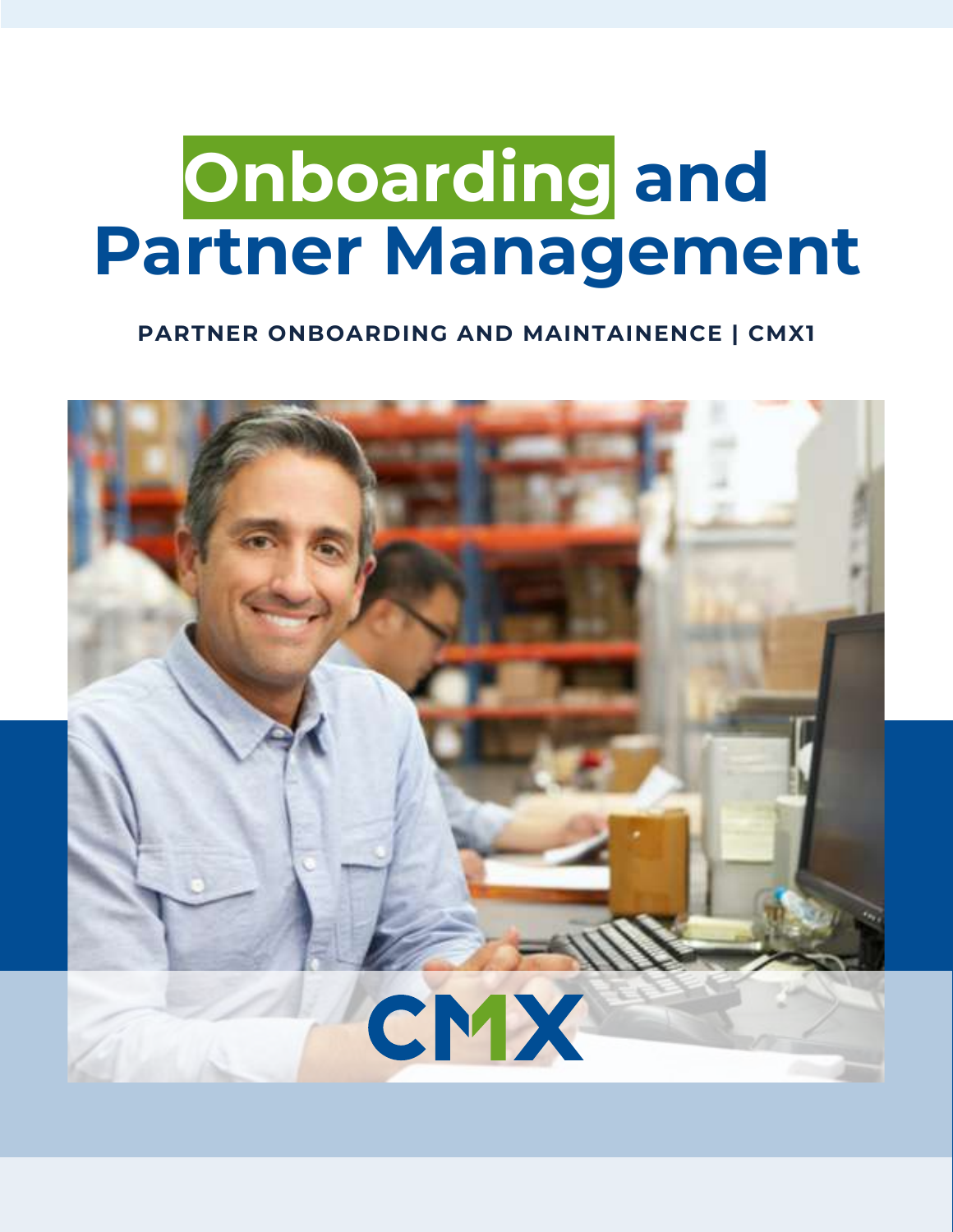# Onboarding and Partner Management

**PARTNER ONBOARDING AND MAINTAINENCE | CMX1**

CMX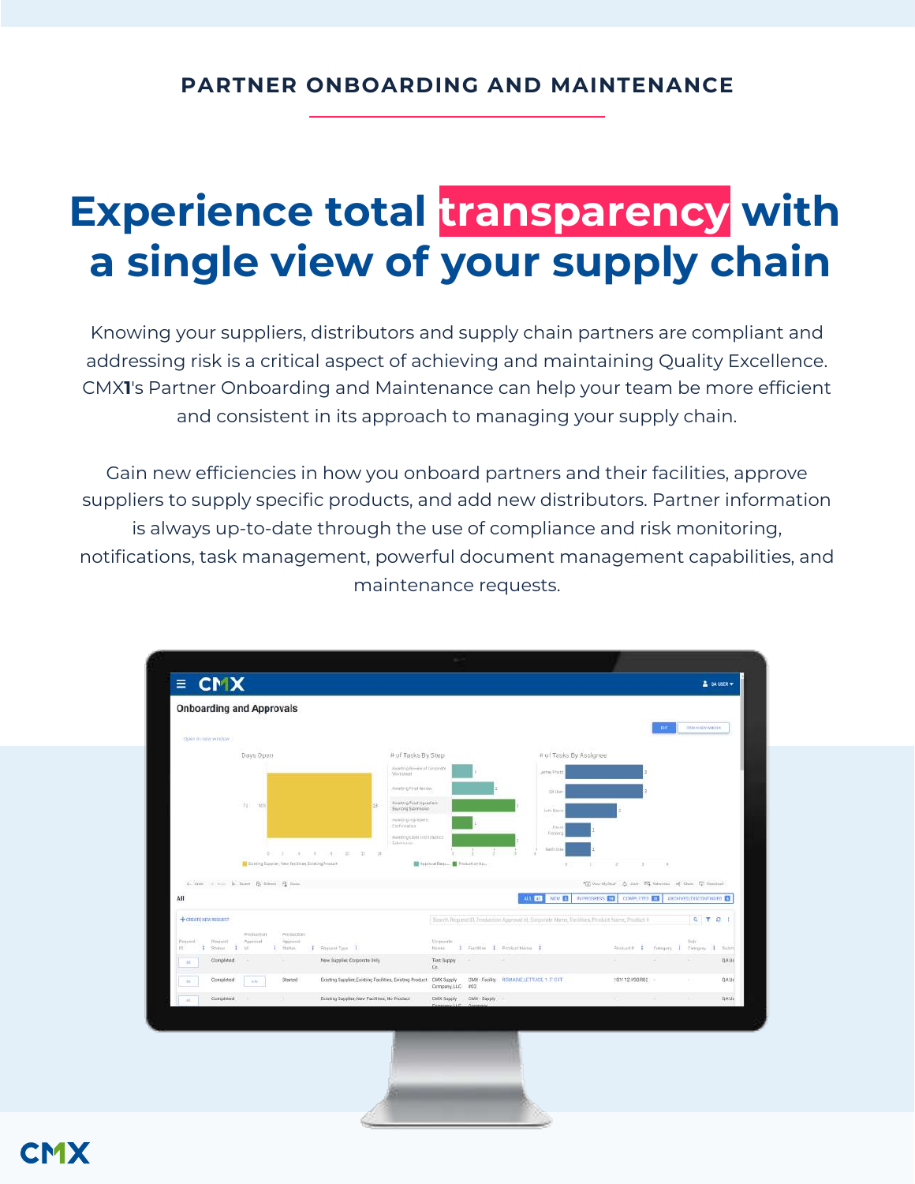## PARTNER ONBOARDING AND MAINTENANCE

# Experience total transparency with a single view of your supply chain

Knowing your suppliers, distributors and supply chain partners are compliant and addressing risk is a critical aspect of achieving and maintaining Quality Excellence. CMX**1**'s Partner Onboarding and Maintenance can help your team be more efficient and consistent in its approach to managing your supply chain.

Gain new efficiencies in how you onboard partners and their facilities, approve suppliers to supply specific products, and add new distributors. Partner information is always up-to-date through the use of compliance and risk monitoring, notifications, task management, powerful document management capabilities, and maintenance requests.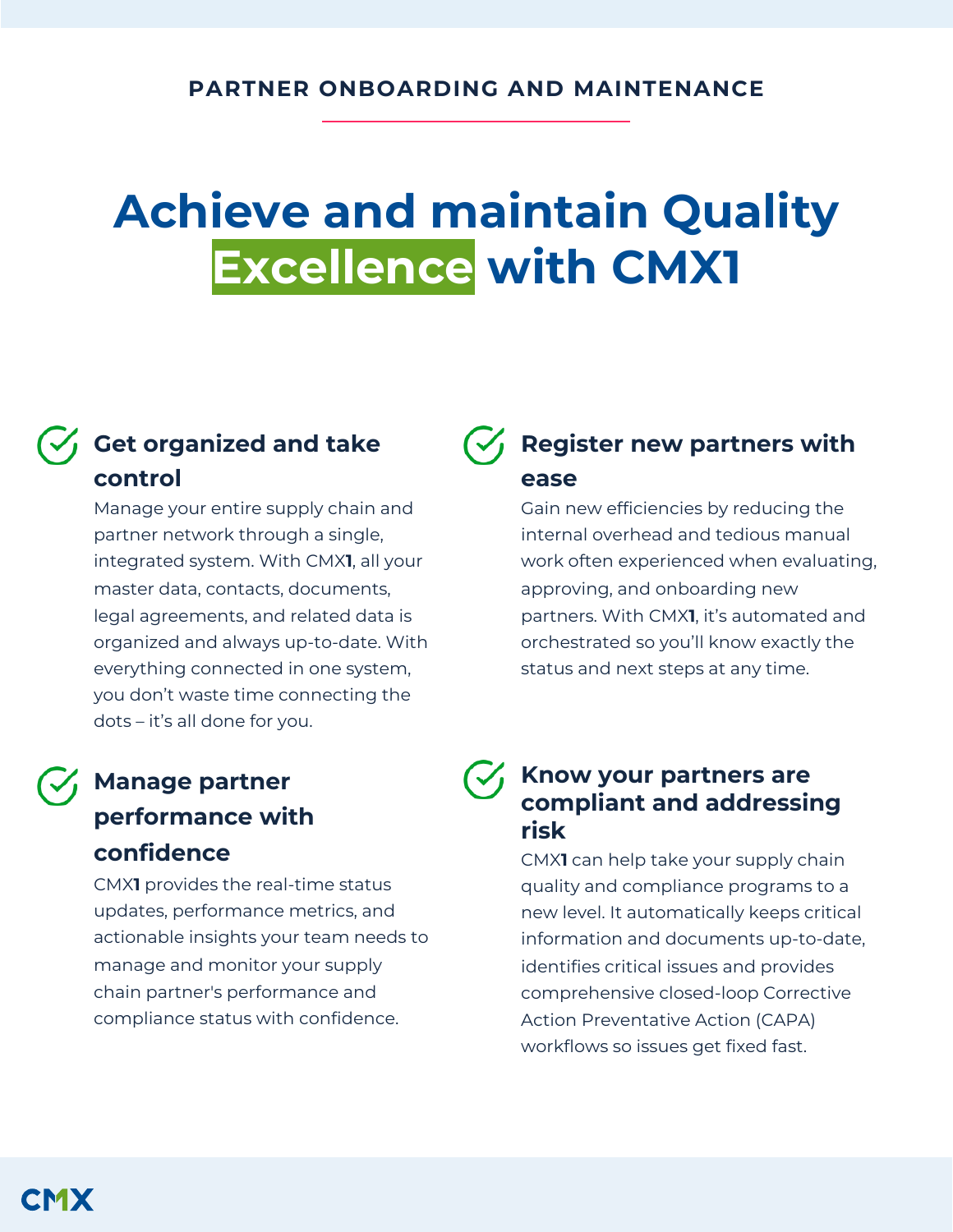PARTNER ONBOARDING AND MAINTENANCE

# Achieve and maintain Quality Excellence with CMX1

### Get organized and take control

Manage your entire supply chain and partner network through a single, integrated system. With CMX**1**, all your master data, contacts, documents, legal agreements, and related data is organized and always up-to-date. With everything connected in one system, you don't waste time connecting the dots – it's all done for you.

### Register new partners with ease

Gain new efficiencies by reducing the internal overhead and tedious manual work often experienced when evaluating, approving, and onboarding new partners. With CMX**1**, it's automated and orchestrated so you'll know exactly the status and next steps at any time.

### Manage partner performance with confidence

CMX**1** provides the real-time status updates, performance metrics, and actionable insights your team needs to manage and monitor your supply chain partner's performance and compliance status with confidence.

### Know your partners are compliant and addressing risk

CMX**1** can help take your supply chain quality and compliance programs to a new level. It automatically keeps critical information and documents up-to-date, identifies critical issues and provides comprehensive closed-loop Corrective Action Preventative Action (CAPA) workflows so issues get fixed fast.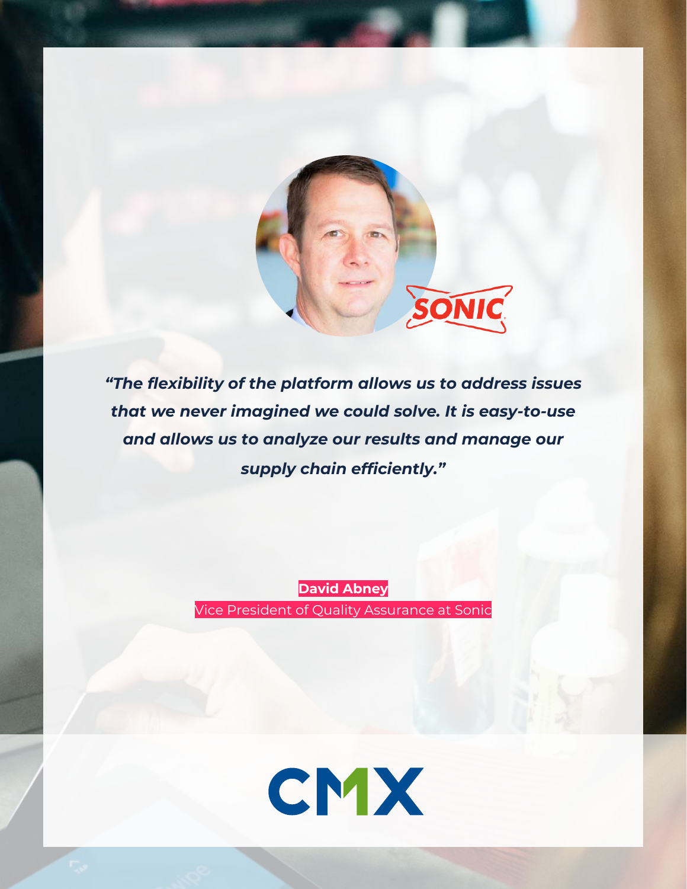SONIC

*“The flexibility of the platform allows us to address issues that we never imagined we could solve. It is easy-to-use and allows us to analyze our results and manage our supply chain efficiently.”*

**David Abney**
Vice President of Quality Assurance at Sonic

CMX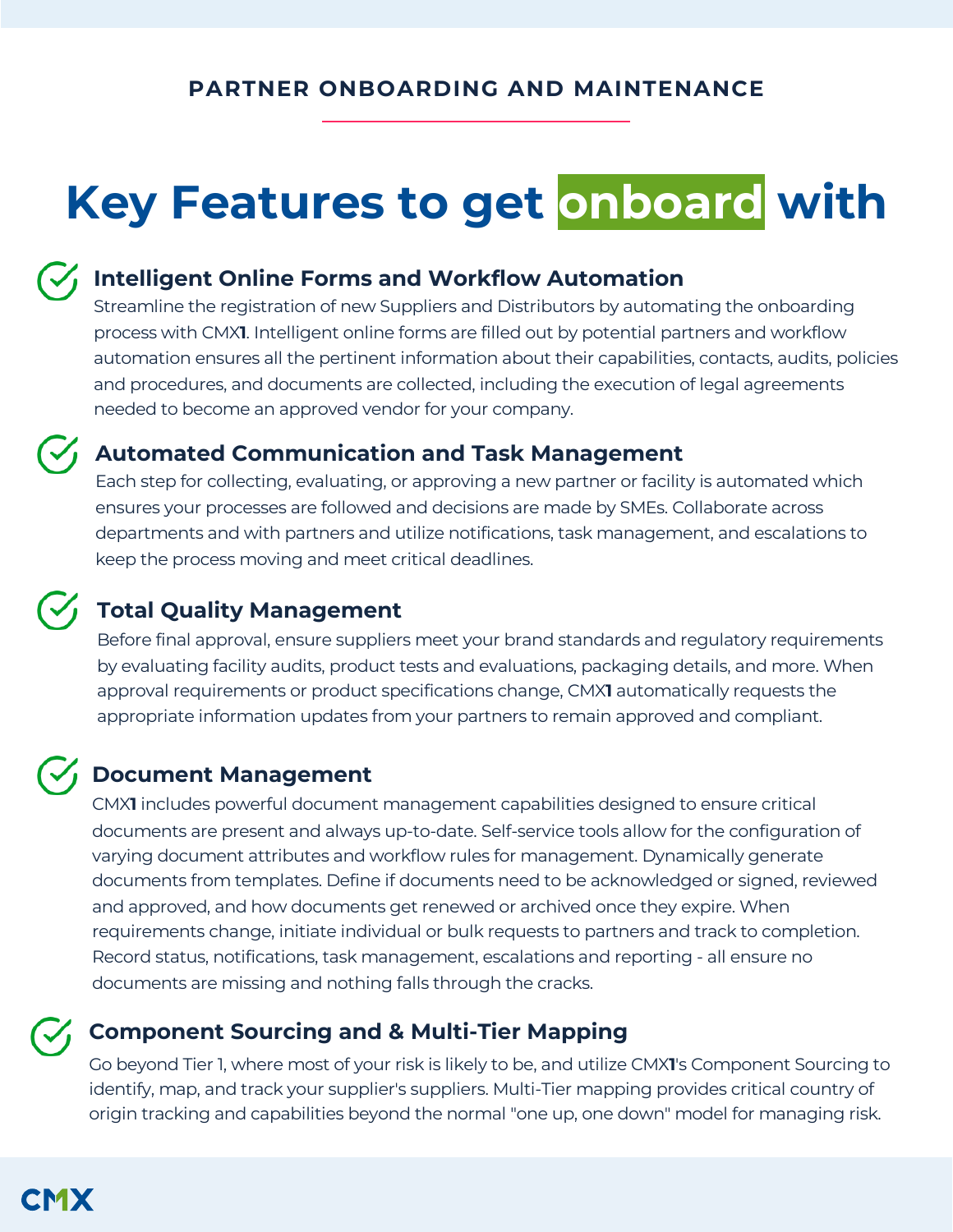PARTNER ONBOARDING AND MAINTENANCE

# Key Features to get onboard with

### Intelligent Online Forms and Workflow Automation

Streamline the registration of new Suppliers and Distributors by automating the onboarding process with CMX**1**. Intelligent online forms are filled out by potential partners and workflow automation ensures all the pertinent information about their capabilities, contacts, audits, policies and procedures, and documents are collected, including the execution of legal agreements needed to become an approved vendor for your company.

### Automated Communication and Task Management

Each step for collecting, evaluating, or approving a new partner or facility is automated which ensures your processes are followed and decisions are made by SMEs. Collaborate across departments and with partners and utilize notifications, task management, and escalations to keep the process moving and meet critical deadlines.

### Total Quality Management

Before final approval, ensure suppliers meet your brand standards and regulatory requirements by evaluating facility audits, product tests and evaluations, packaging details, and more. When approval requirements or product specifications change, CMX**1** automatically requests the appropriate information updates from your partners to remain approved and compliant.

### Document Management

CMX**1** includes powerful document management capabilities designed to ensure critical documents are present and always up-to-date. Self-service tools allow for the configuration of varying document attributes and workflow rules for management. Dynamically generate documents from templates. Define if documents need to be acknowledged or signed, reviewed and approved, and how documents get renewed or archived once they expire. When requirements change, initiate individual or bulk requests to partners and track to completion. Record status, notifications, task management, escalations and reporting - all ensure no documents are missing and nothing falls through the cracks.

### Component Sourcing and & Multi-Tier Mapping

Go beyond Tier 1, where most of your risk is likely to be, and utilize CMX**1**'s Component Sourcing to identify, map, and track your supplier's suppliers. Multi-Tier mapping provides critical country of origin tracking and capabilities beyond the normal "one up, one down" model for managing risk.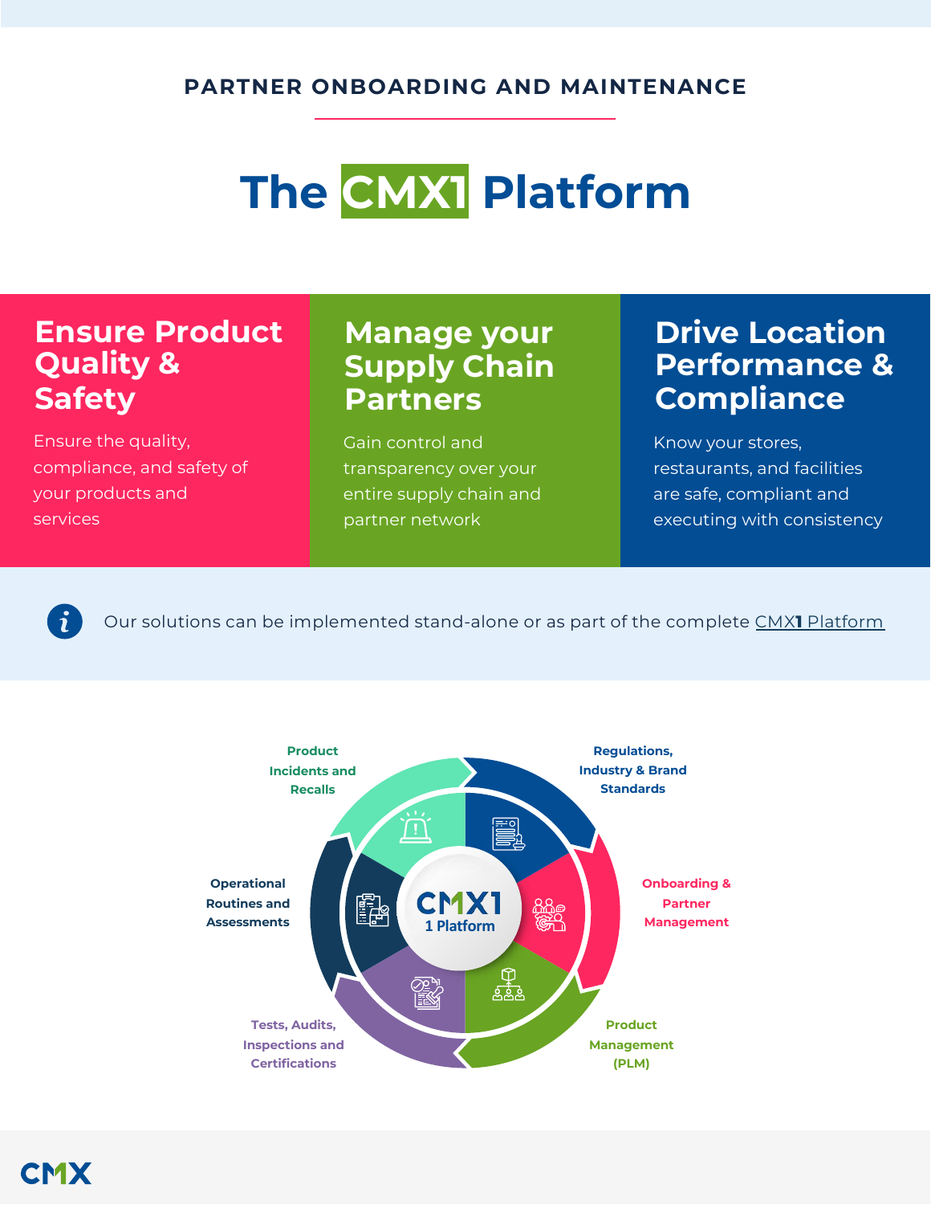PARTNER ONBOARDING AND MAINTENANCE

# The CMX1 Platform

## Ensure Product Quality & Safety

Ensure the quality, compliance, and safety of your products and services

## Manage your Supply Chain Partners

Gain control and transparency over your entire supply chain and partner network

## Drive Location Performance & Compliance

Know your stores, restaurants, and facilities are safe, compliant and executing with consistency

Our solutions can be implemented stand-alone or as part of the complete CMX1 Platform

**CMX1**
**1 Platform**

- Product Incidents and Recalls
- Regulations, Industry & Brand Standards
- Onboarding & Partner Management
- Product Management (PLM)
- Tests, Audits, Inspections and Certifications
- Operational Routines and Assessments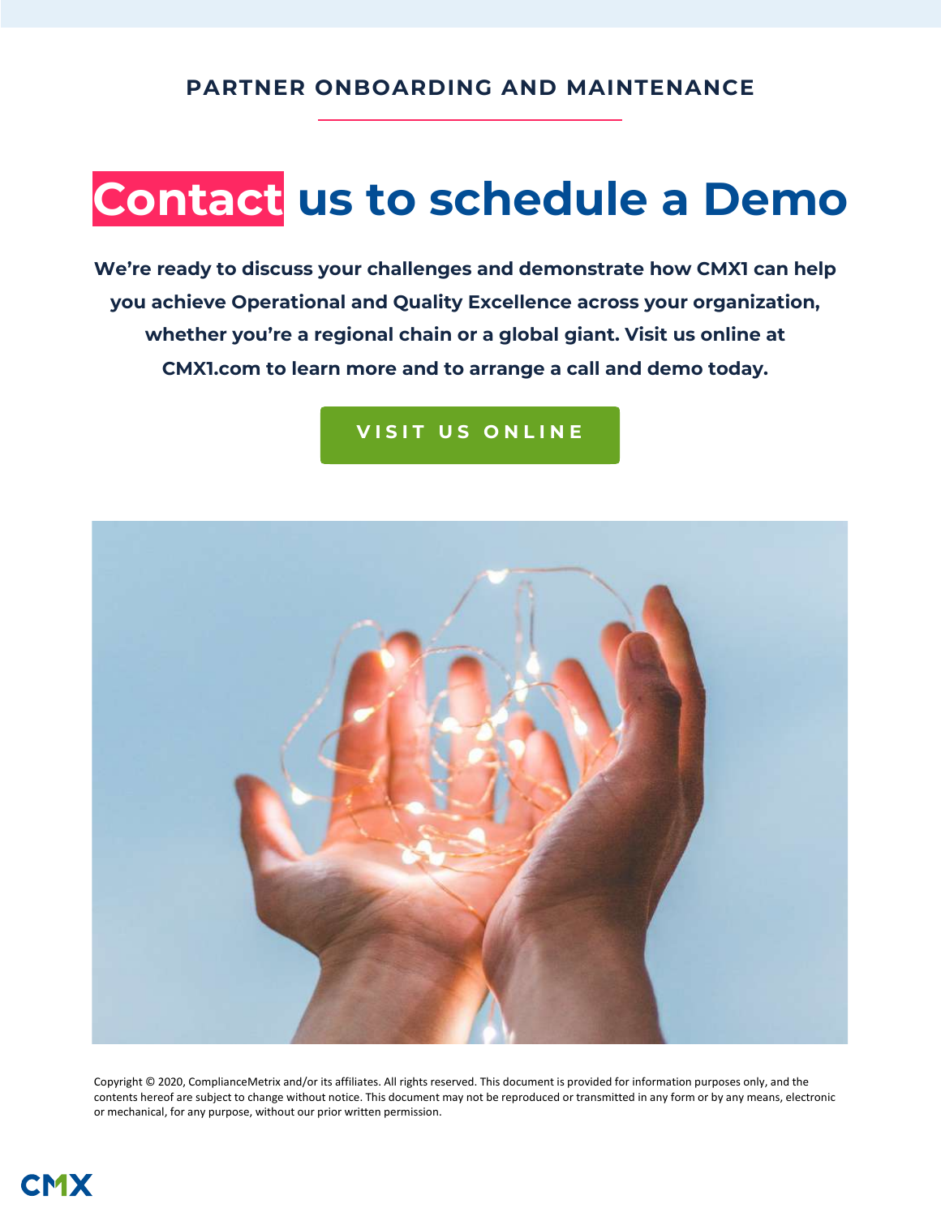PARTNER ONBOARDING AND MAINTENANCE

# Contact us to schedule a Demo

**We're ready to discuss your challenges and demonstrate how CMX1 can help you achieve Operational and Quality Excellence across your organization, whether you're a regional chain or a global giant. Visit us online at CMX1.com to learn more and to arrange a call and demo today.**

VISIT US ONLINE

Copyright © 2020, ComplianceMetrix and/or its affiliates. All rights reserved. This document is provided for information purposes only, and the contents hereof are subject to change without notice. This document may not be reproduced or transmitted in any form or by any means, electronic or mechanical, for any purpose, without our prior written permission.